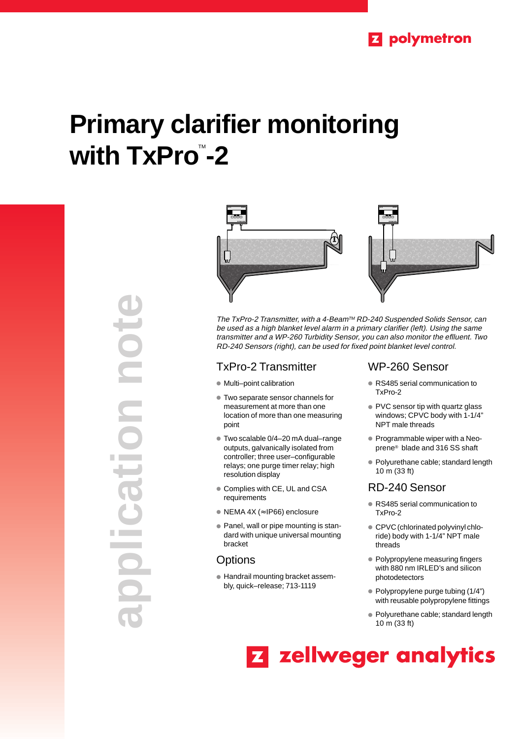polymetron

# Primary clarifier monitoring with TxPro™-2

application note

*The TxPro-2 Transmitter, with a 4-Beam™ RD-240 Suspended Solids Sensor, can be used as a high blanket level alarm in a primary clarifier (left). Using the same transmitter and a WP-260 Turbidity Sensor, you can also monitor the effluent. Two RD-240 Sensors (right), can be used for fixed point blanket level control.*

## TxPro-2 Transmitter

- Multi–point calibration
- Two separate sensor channels for measurement at more than one location of more than one measuring point
- Two scalable 0/4–20 mA dual–range outputs, galvanically isolated from controller; three user–configurable relays; one purge timer relay; high resolution display
- Complies with CE, UL and CSA requirements
- NEMA 4X (≈IP66) enclosure
- Panel, wall or pipe mounting is standard with unique universal mounting bracket

## Options

- Handrail mounting bracket assembly, quick–release; 713-1119

## WP-260 Sensor

- RS485 serial communication to TxPro-2
- PVC sensor tip with quartz glass windows; CPVC body with 1-1/4" NPT male threads
- Programmable wiper with a Neoprene® blade and 316 SS shaft
- Polyurethane cable; standard length 10 m (33 ft)

## RD-240 Sensor

- RS485 serial communication to TxPro-2
- CPVC (chlorinated polyvinyl chloride) body with 1-1/4" NPT male threads
- Polypropylene measuring fingers with 880 nm IRLED's and silicon photodetectors
- Polypropylene purge tubing (1/4") with reusable polypropylene fittings
- Polyurethane cable; standard length 10 m (33 ft)

zellweger analytics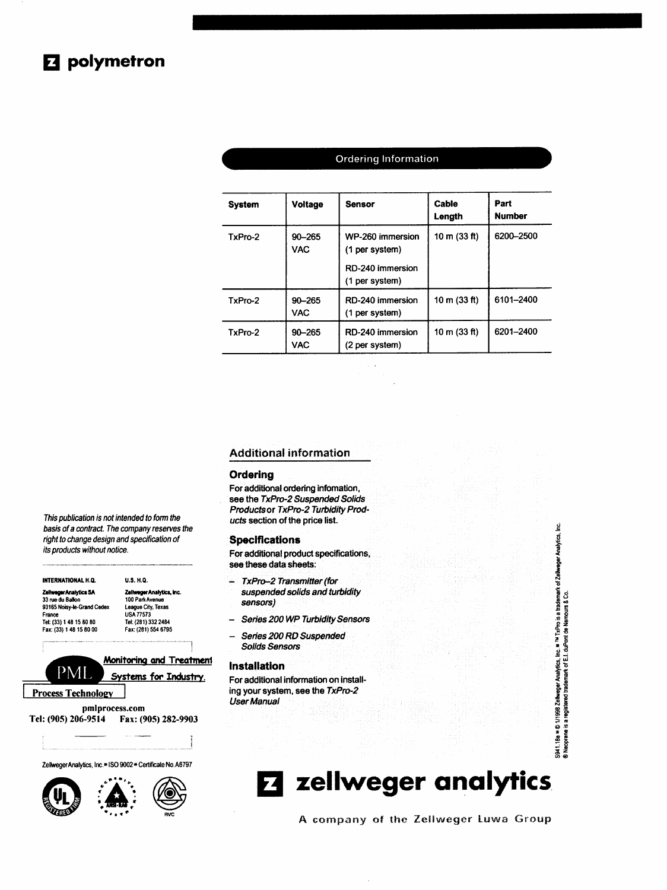# polymetron

## Ordering Information

| System | Voltage | Sensor | Cable Length | Part Number |
|---|---|---|---|---|
| TxPro-2 | 90–265 VAC | WP-260 immersion (1 per system)<br>RD-240 immersion (1 per system) | 10 m (33 ft) | 6200–2500 |
| TxPro-2 | 90–265 VAC | RD-240 immersion (1 per system) | 10 m (33 ft) | 6101–2400 |
| TxPro-2 | 90–265 VAC | RD-240 immersion (2 per system) | 10 m (33 ft) | 6201–2400 |

## Additional information

### Ordering

For additional ordering infomation, see the *TxPro-2 Suspended Solids Products* or *TxPro-2 Turbidity Products* section of the price list.

### Specifications

For additional product specifications, see these data sheets:

- *TxPro–2 Transmitter (for suspended solids and turbidity sensors)*
- *Series 200 WP Turbidity Sensors*
- *Series 200 RD Suspended Solids Sensors*

### Installation

For additional information on installing your system, see the *TxPro-2 User Manual*

*This publication is not intended to form the basis of a contract. The company reserves the right to change design and specification of its products without notice.*

**INTERNATIONAL H.Q.**
**Zellweger Analytics SA**
33 rue du Ballon
93165 Noisy-le-Grand Cedex
France
Tel: (33) 1 48 15 80 80
Fax: (33) 1 48 15 80 00

**U.S. H.Q.**
**Zellweger Analytics, Inc.**
100 Park Avenue
League City, Texas
USA 77573
Tel: (281) 332 2484
Fax: (281) 554 6795

PML Monitoring and Treatment Systems for Industry
Process Technology
pmlprocess.com
Tel: (905) 206-9514 Fax: (905) 282-9903

Zellweger Analytics, Inc. ■ ISO 9002 ■ Certificate No. A6797

S941.18e ■ © 1/1998 Zellweger Analytics, Inc. ■ ™ TxPro is a trademark of Zellweger Analytics, Inc.
® Neoprene is a registered trademark of E.I. duPont de Nemours & Co.

# zellweger analytics

A company of the Zellweger Luwa Group